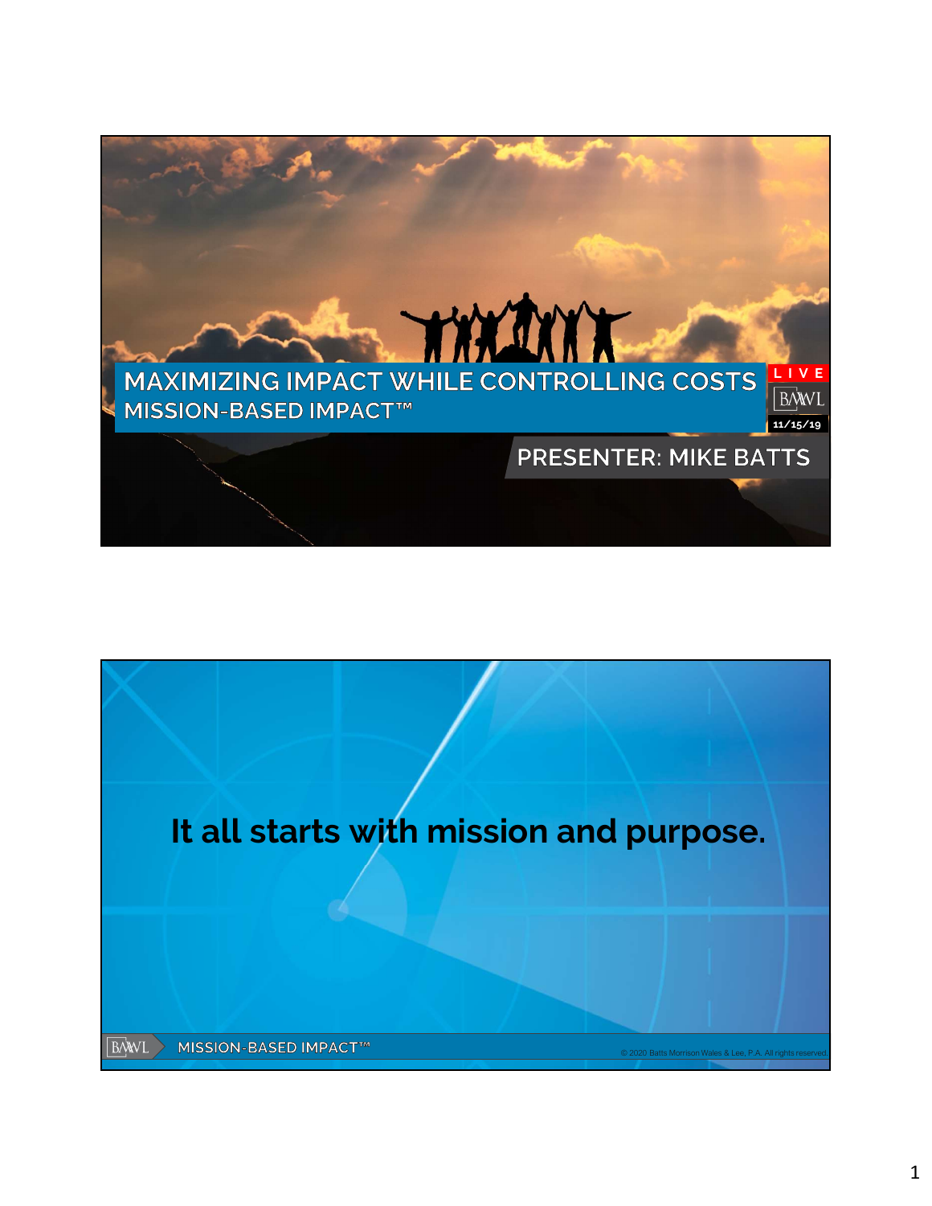# MAXIMIZING IMPACT WHILE CONTROLLING COSTS

## MISSION-BASED IMPACT™

LIVE

BMWL

11/15/19

PRESENTER: MIKE BATTS

---

## It all starts with mission and purpose.

BMWL MISSION-BASED IMPACT™

© 2020 Batts Morrison Wales & Lee, P.A. All rights reserved.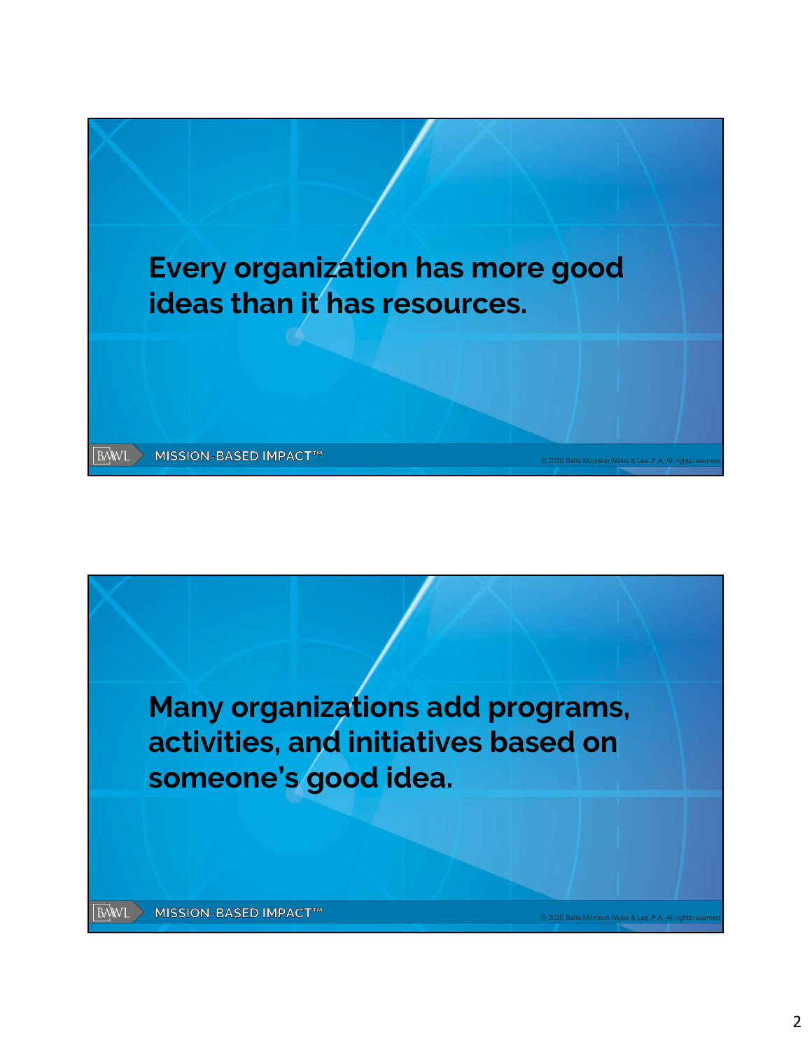Every organization has more good ideas than it has resources.

Many organizations add programs, activities, and initiatives based on someone's good idea.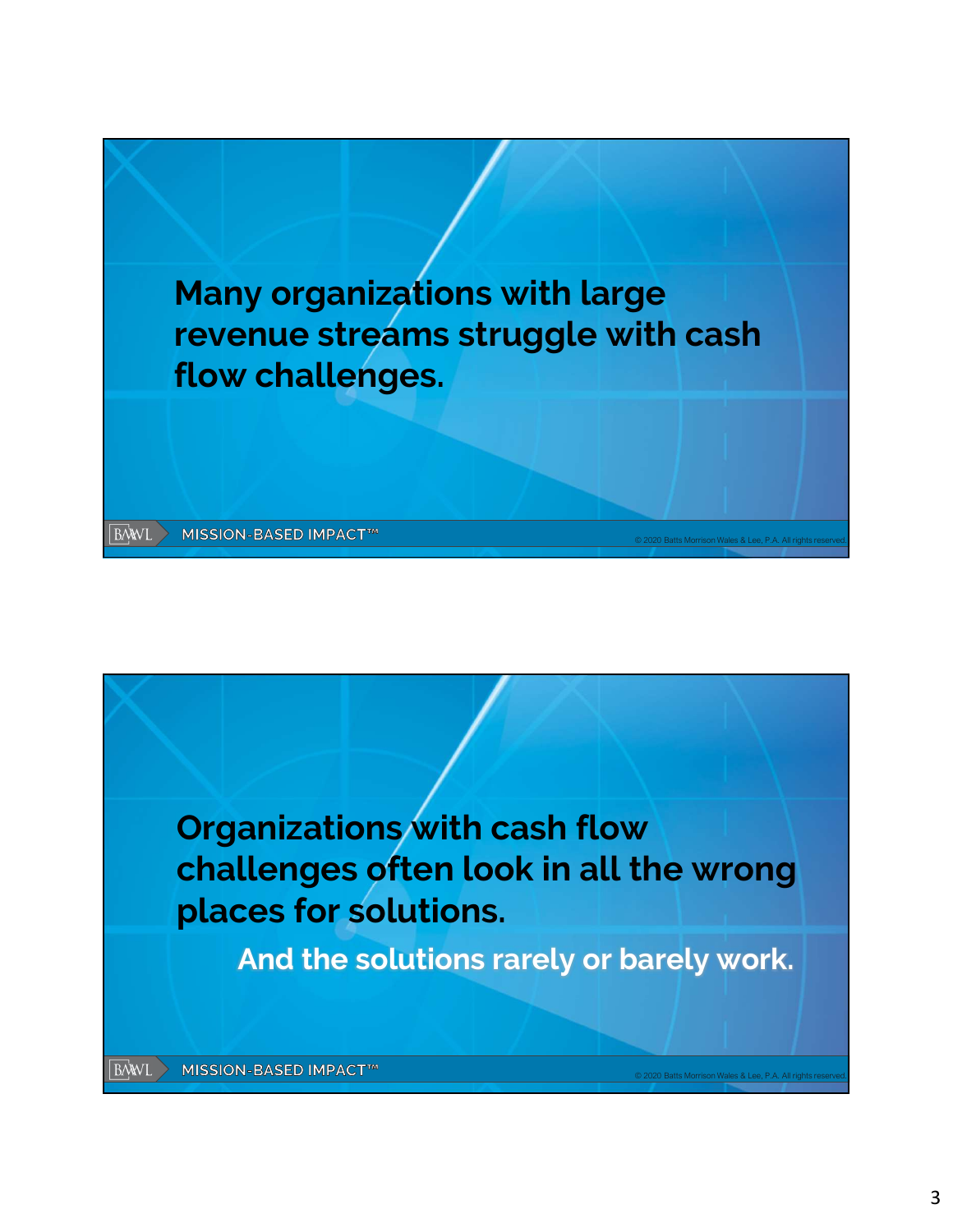Many organizations with large revenue streams struggle with cash flow challenges.

Organizations with cash flow challenges often look in all the wrong places for solutions.

And the solutions rarely or barely work.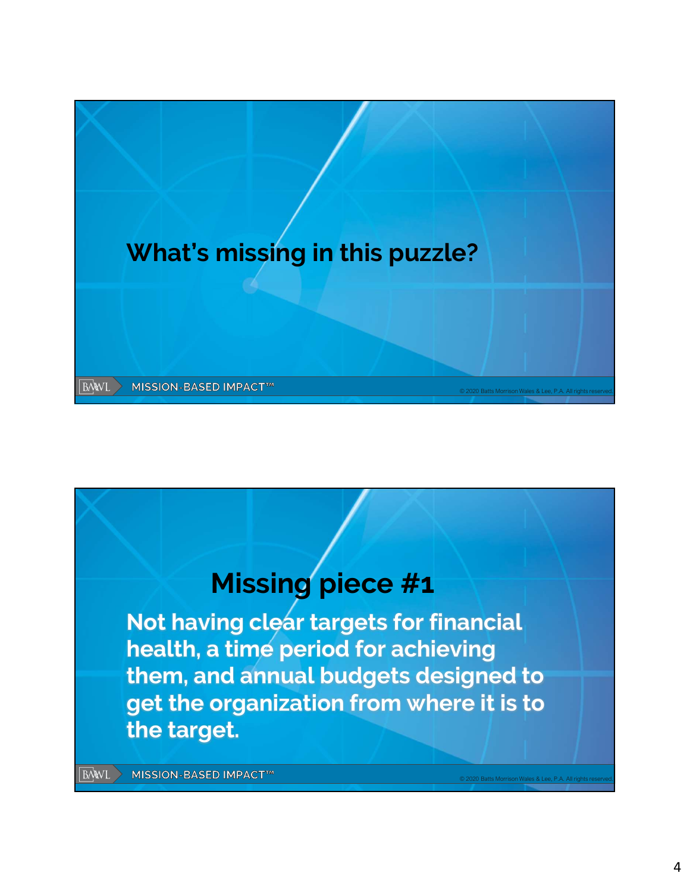## What's missing in this puzzle?

## Missing piece #1

**Not having clear targets for financial health, a time period for achieving them, and annual budgets designed to get the organization from where it is to the target.**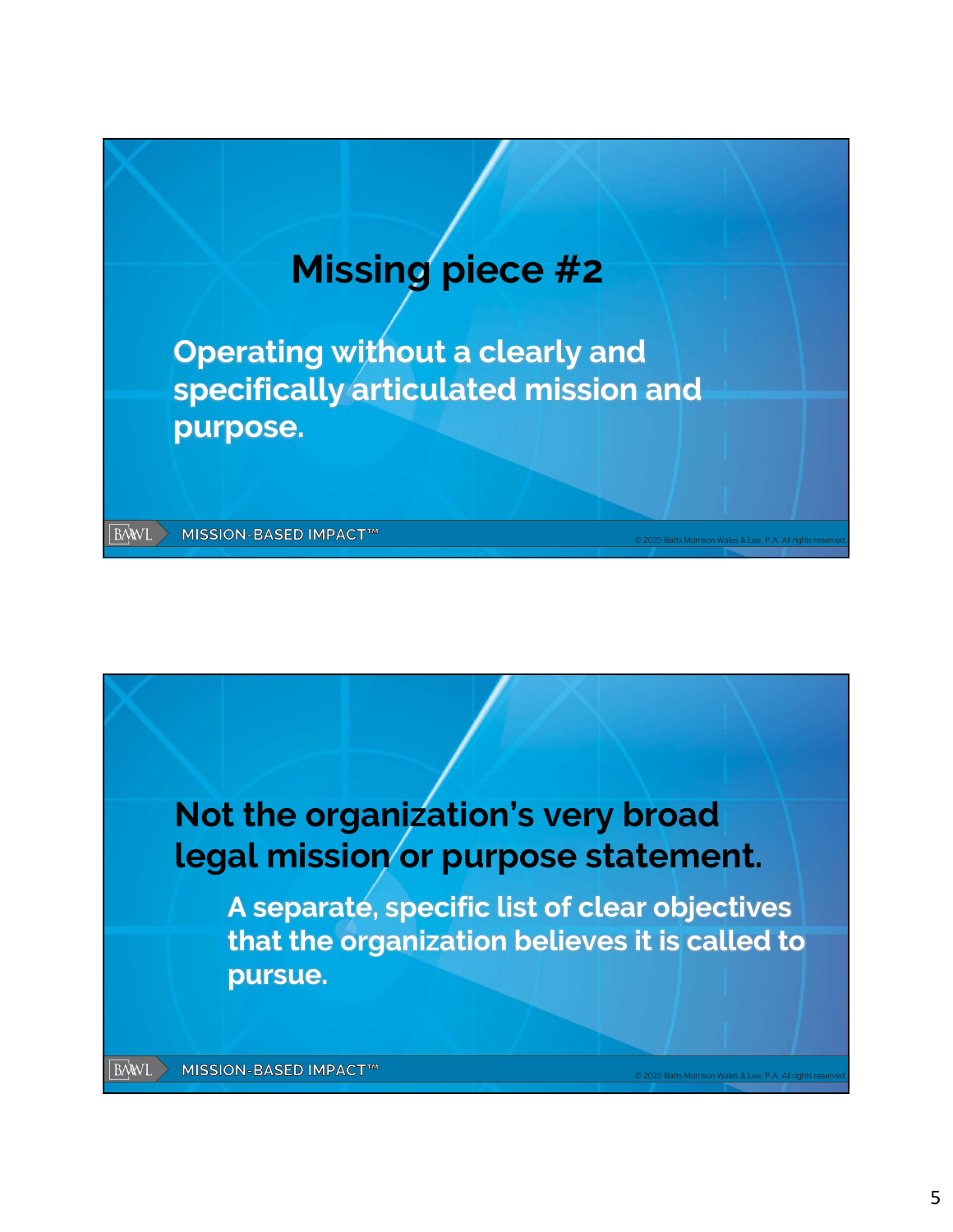## Missing piece #2

**Operating without a clearly and specifically articulated mission and purpose.**

---

## Not the organization's very broad legal mission or purpose statement.

**A separate, specific list of clear objectives that the organization believes it is called to pursue.**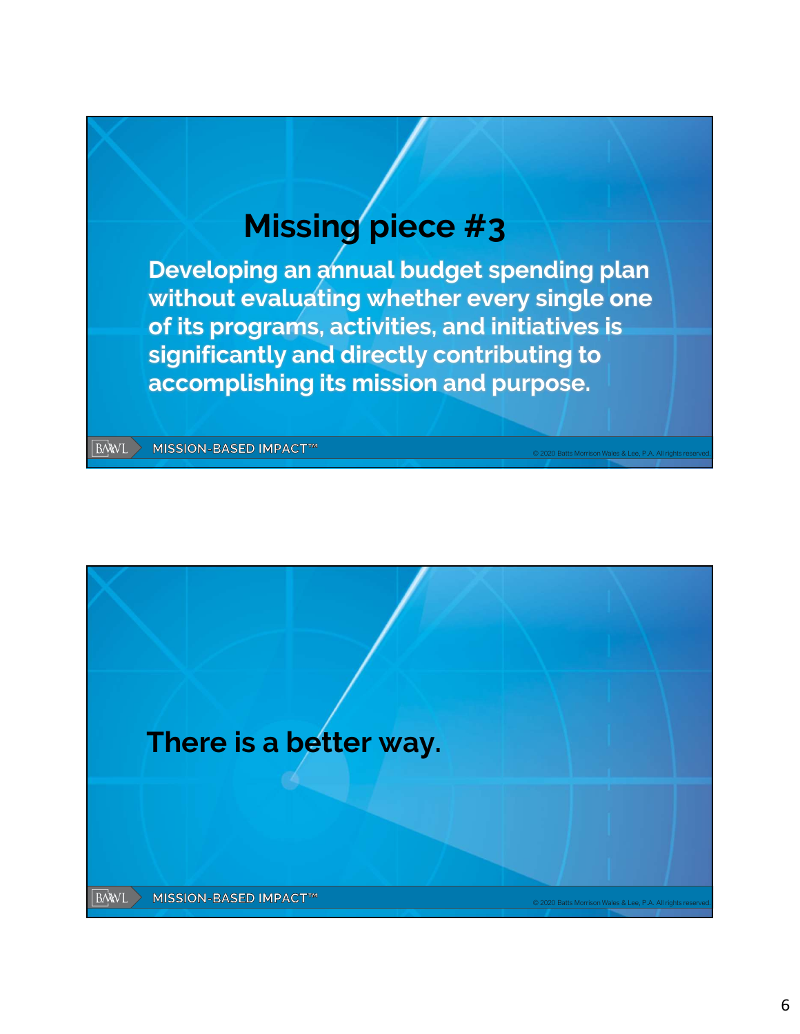## Missing piece #3

**Developing an annual budget spending plan without evaluating whether every single one of its programs, activities, and initiatives is significantly and directly contributing to accomplishing its mission and purpose.**

BMWL MISSION-BASED IMPACT™

© 2020 Batts Morrison Wales & Lee, P.A. All rights reserved.

## There is a better way.

BMWL MISSION-BASED IMPACT™

© 2020 Batts Morrison Wales & Lee, P.A. All rights reserved.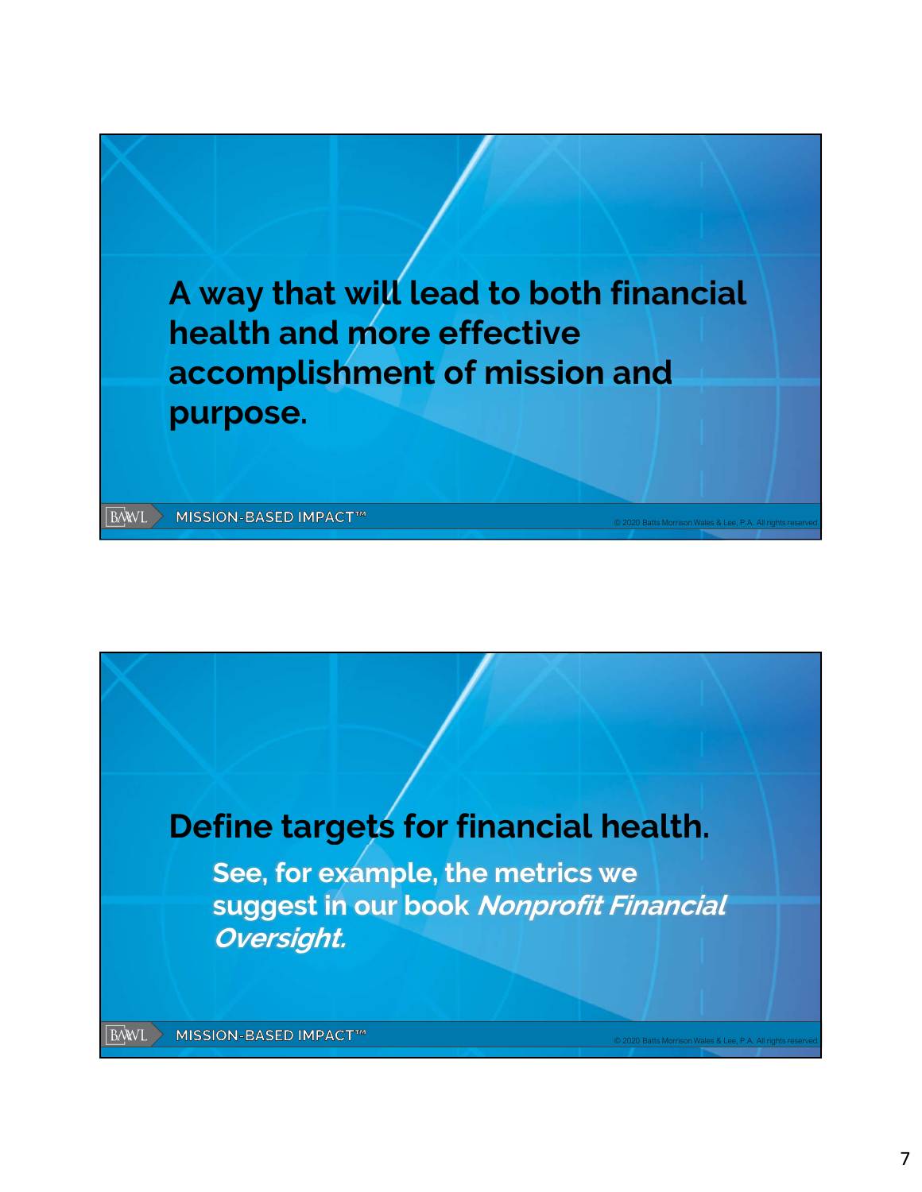A way that will lead to both financial health and more effective accomplishment of mission and purpose.

BMWL MISSION-BASED IMPACT™

© 2020 Batts Morrison Wales & Lee, P.A. All rights reserved.

**Define targets for financial health.**

**See, for example, the metrics we suggest in our book *Nonprofit Financial Oversight.***

BMWL MISSION-BASED IMPACT™

© 2020 Batts Morrison Wales & Lee, P.A. All rights reserved.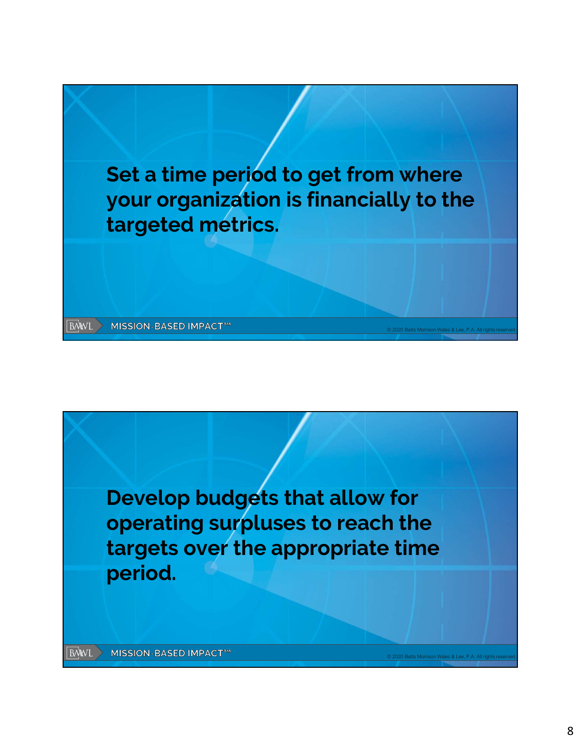Set a time period to get from where your organization is financially to the targeted metrics.

Develop budgets that allow for operating surpluses to reach the targets over the appropriate time period.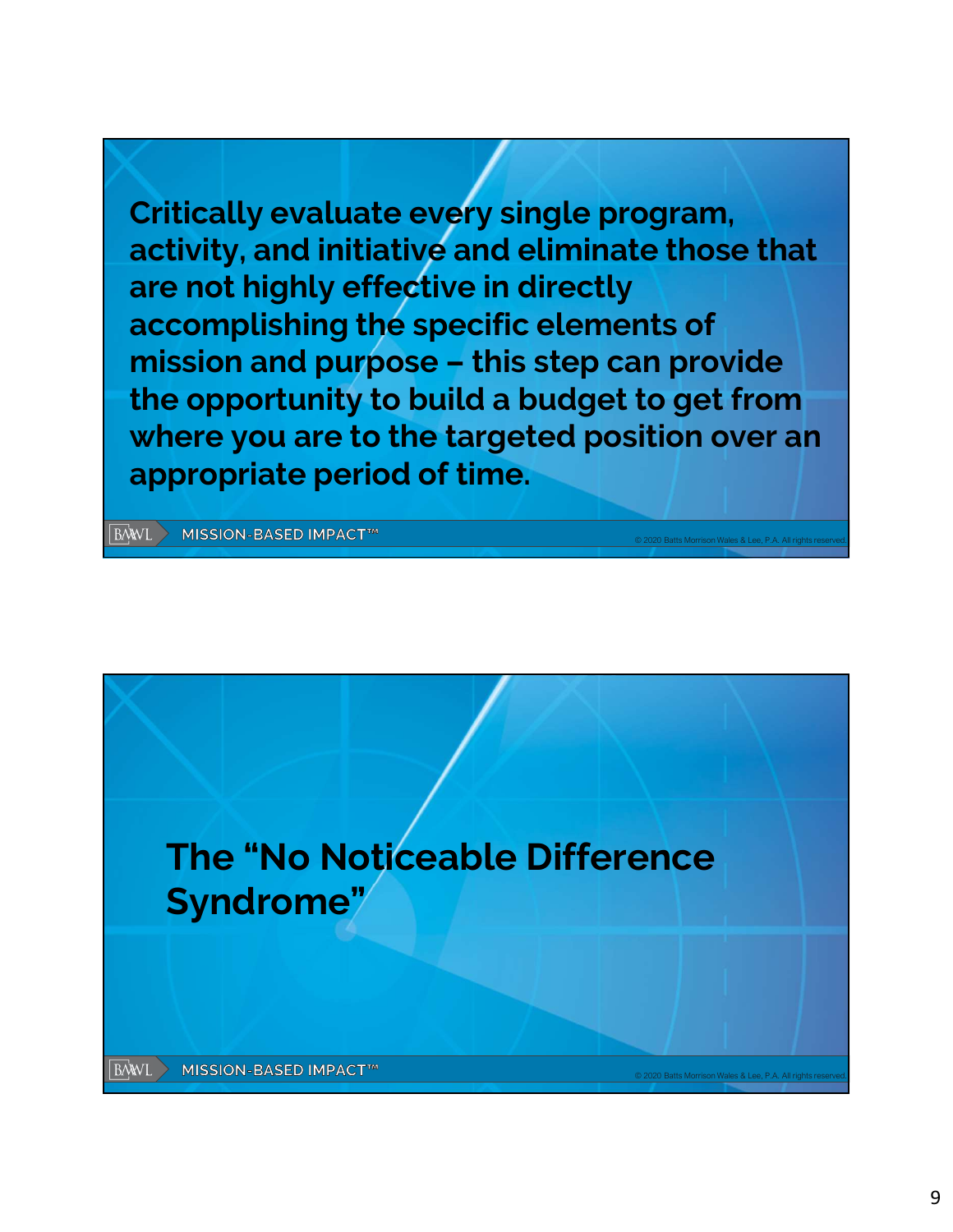**Critically evaluate every single program, activity, and initiative and eliminate those that are not highly effective in directly accomplishing the specific elements of mission and purpose – this step can provide the opportunity to build a budget to get from where you are to the targeted position over an appropriate period of time.**

BMWL MISSION-BASED IMPACT™

© 2020 Batts Morrison Wales & Lee, P.A. All rights reserved.

---

## The "No Noticeable Difference Syndrome"

BMWL MISSION-BASED IMPACT™

© 2020 Batts Morrison Wales & Lee, P.A. All rights reserved.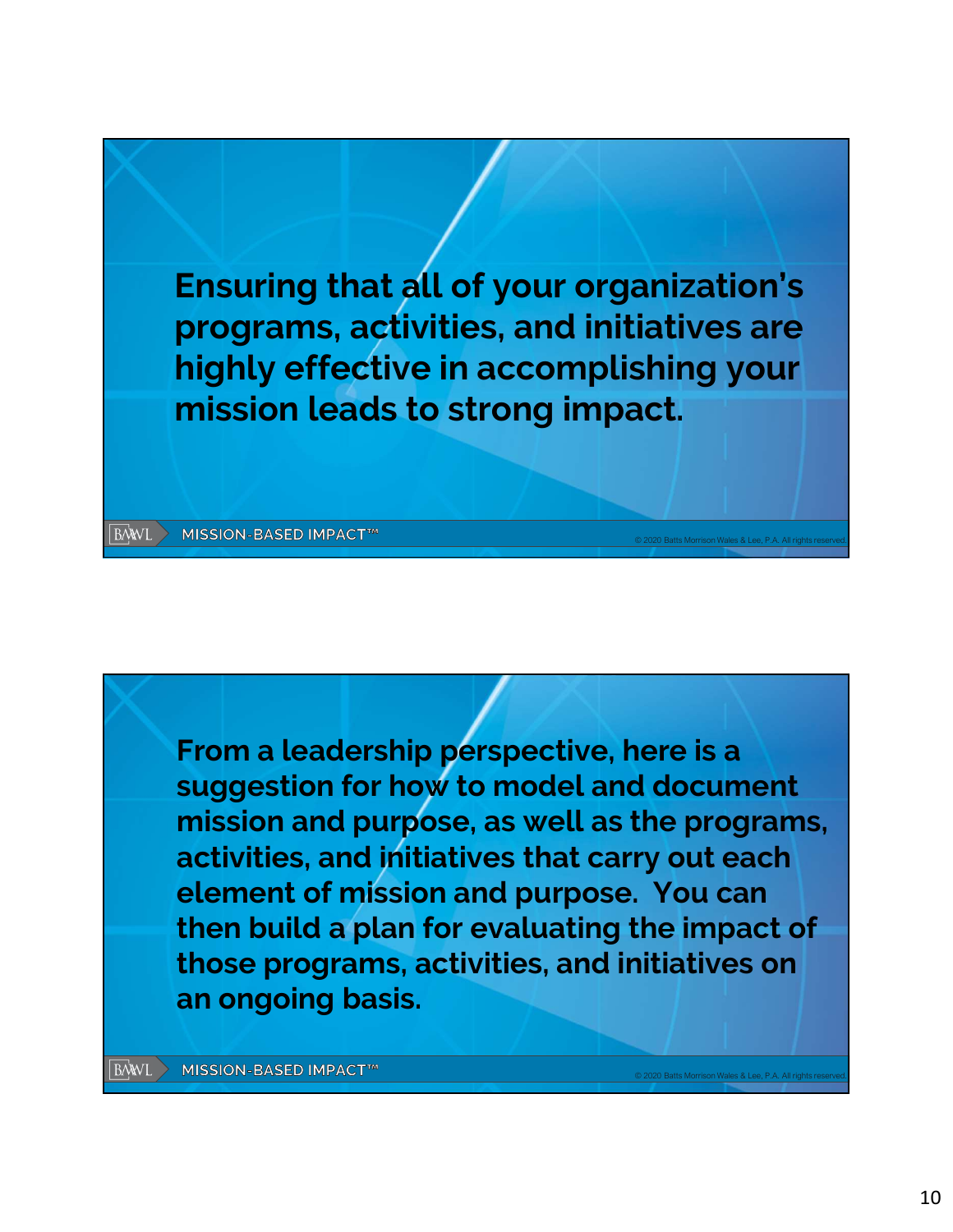**Ensuring that all of your organization's programs, activities, and initiatives are highly effective in accomplishing your mission leads to strong impact.**

BMWL MISSION-BASED IMPACT™

© 2020 Batts Morrison Wales & Lee, P.A. All rights reserved.

---

**From a leadership perspective, here is a suggestion for how to model and document mission and purpose, as well as the programs, activities, and initiatives that carry out each element of mission and purpose. You can then build a plan for evaluating the impact of those programs, activities, and initiatives on an ongoing basis.**

BMWL MISSION-BASED IMPACT™

© 2020 Batts Morrison Wales & Lee, P.A. All rights reserved.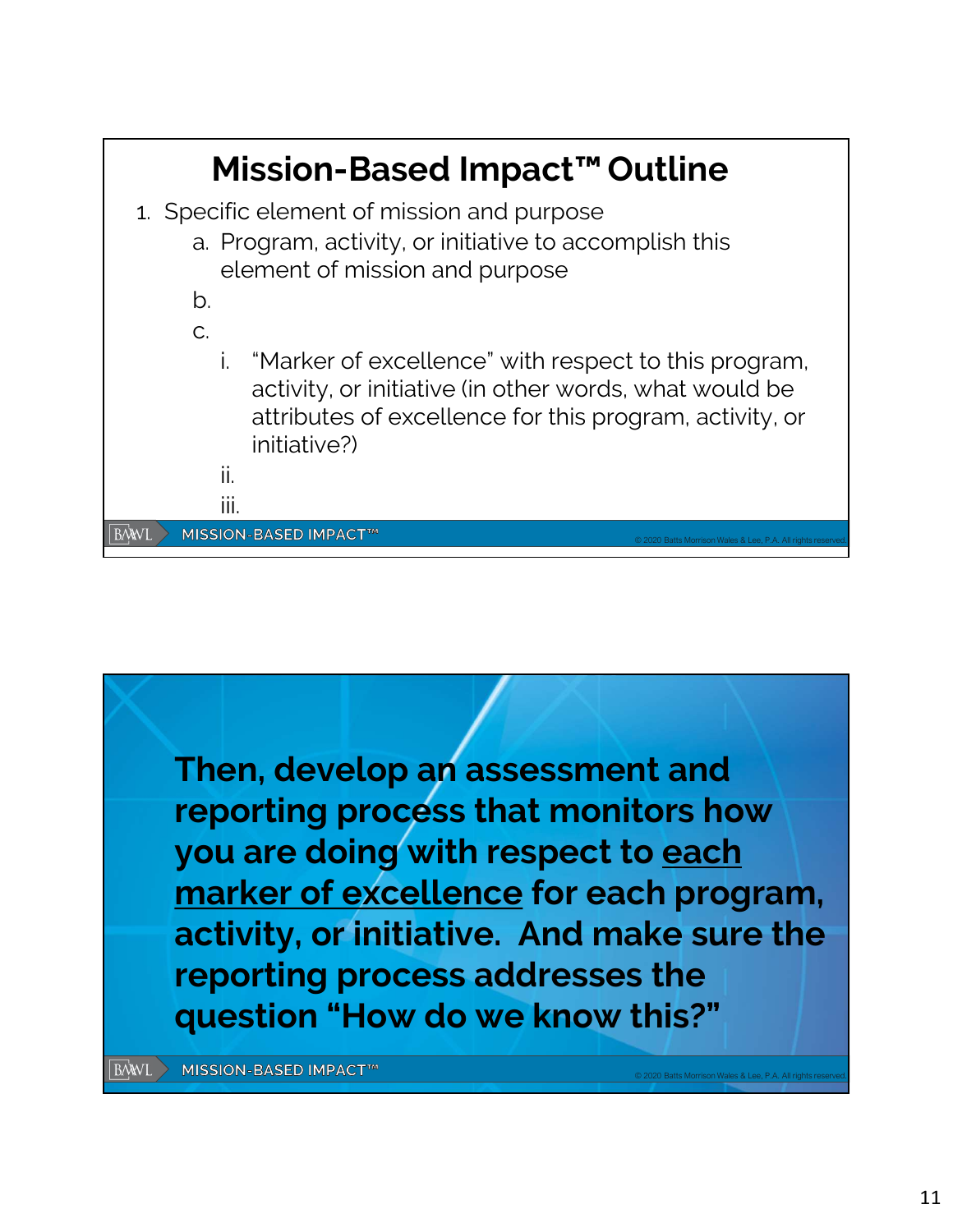## Mission-Based Impact™ Outline

1. Specific element of mission and purpose
   a. Program, activity, or initiative to accomplish this element of mission and purpose
   b.
   c.
      i. "Marker of excellence" with respect to this program, activity, or initiative (in other words, what would be attributes of excellence for this program, activity, or initiative?)
      ii.
      iii.

**Then, develop an assessment and reporting process that monitors how you are doing with respect to <u>each marker of excellence</u> for each program, activity, or initiative. And make sure the reporting process addresses the question "How do we know this?"**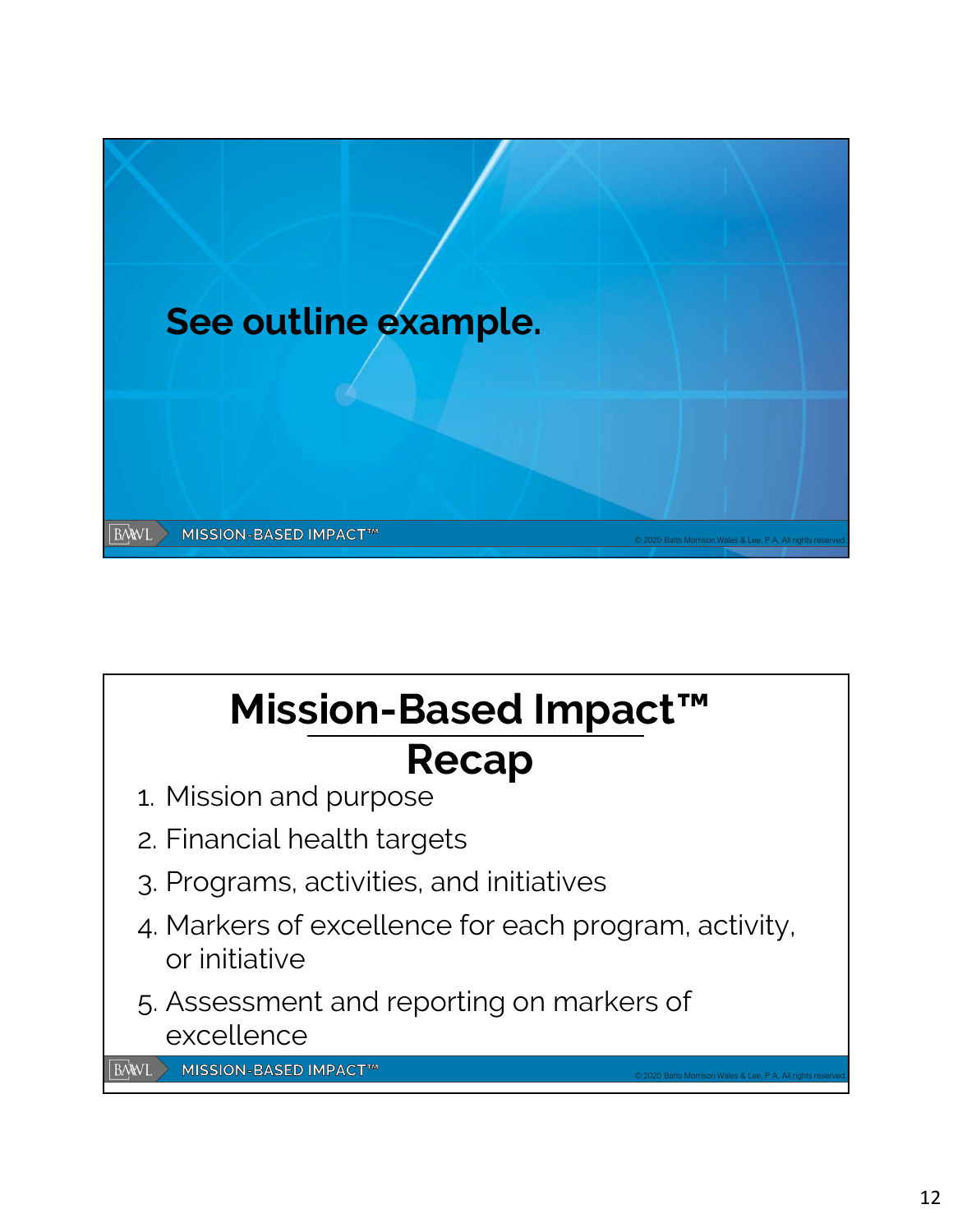See outline example.

# Mission-Based Impact™ Recap

1. Mission and purpose
2. Financial health targets
3. Programs, activities, and initiatives
4. Markers of excellence for each program, activity, or initiative
5. Assessment and reporting on markers of excellence